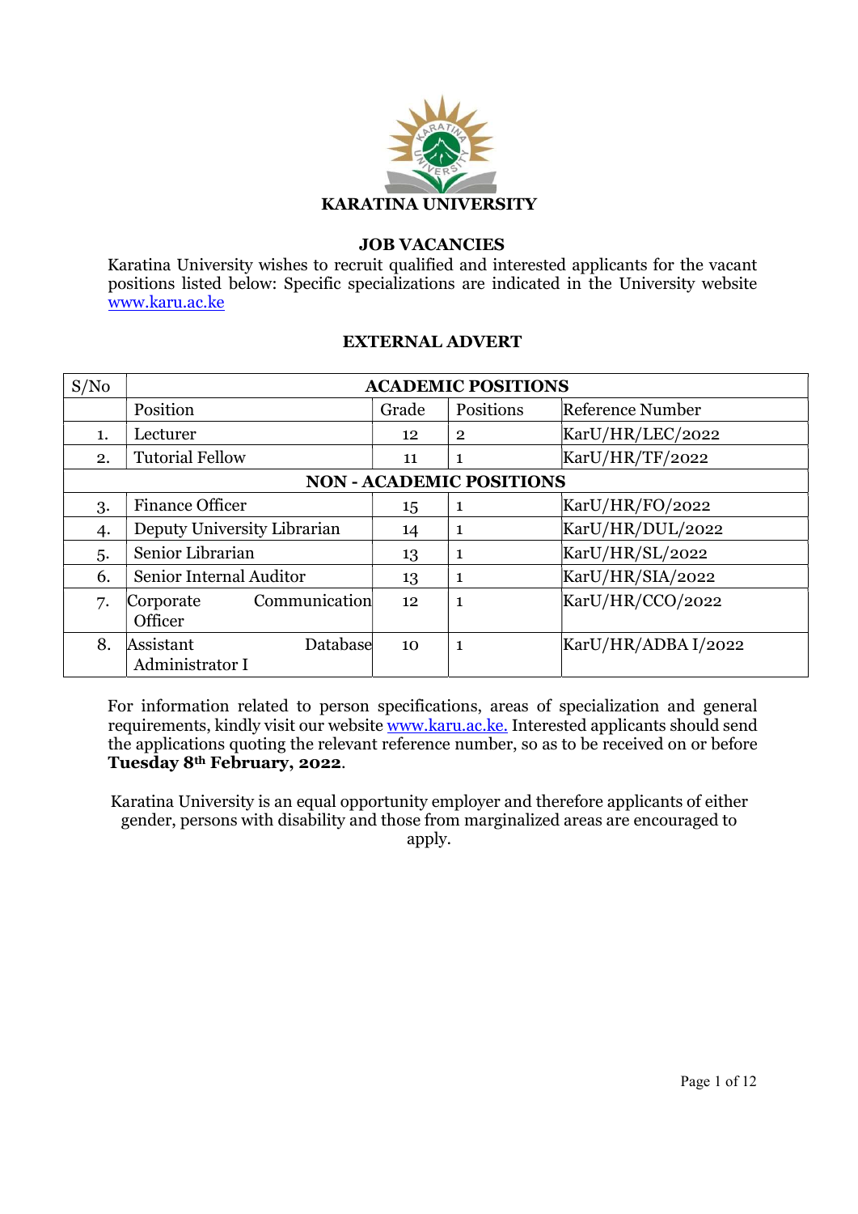# KARATINA UNIVERSITY

## JOB VACANCIES

Karatina University wishes to recruit qualified and interested applicants for the vacant positions listed below: Specific specializations are indicated in the University website www.karu.ac.ke

## EXTERNAL ADVERT

| S/No | ACADEMIC POSITIONS | | | |
|---|---|---|---|---|
| | Position | Grade | Positions | Reference Number |
| 1. | Lecturer | 12 | 2 | KarU/HR/LEC/2022 |
| 2. | Tutorial Fellow | 11 | 1 | KarU/HR/TF/2022 |
| | **NON - ACADEMIC POSITIONS** | | | |
| 3. | Finance Officer | 15 | 1 | KarU/HR/FO/2022 |
| 4. | Deputy University Librarian | 14 | 1 | KarU/HR/DUL/2022 |
| 5. | Senior Librarian | 13 | 1 | KarU/HR/SL/2022 |
| 6. | Senior Internal Auditor | 13 | 1 | KarU/HR/SIA/2022 |
| 7. | Corporate Communication Officer | 12 | 1 | KarU/HR/CCO/2022 |
| 8. | Assistant Database Administrator I | 10 | 1 | KarU/HR/ADBA I/2022 |

For information related to person specifications, areas of specialization and general requirements, kindly visit our website www.karu.ac.ke. Interested applicants should send the applications quoting the relevant reference number, so as to be received on or before **Tuesday 8th February, 2022**.

Karatina University is an equal opportunity employer and therefore applicants of either gender, persons with disability and those from marginalized areas are encouraged to apply.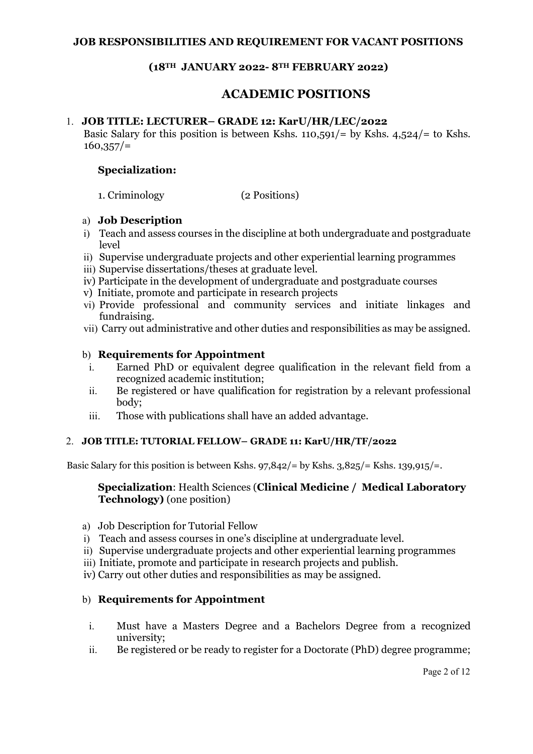**JOB RESPONSIBILITIES AND REQUIREMENT FOR VACANT POSITIONS**

**(18TH JANUARY 2022- 8TH FEBRUARY 2022)**

# ACADEMIC POSITIONS

## 1. JOB TITLE: LECTURER– GRADE 12: KarU/HR/LEC/2022

Basic Salary for this position is between Kshs. 110,591/= by Kshs. 4,524/= to Kshs. 160,357/=

**Specialization:**

1. Criminology (2 Positions)

a) **Job Description**

i) Teach and assess courses in the discipline at both undergraduate and postgraduate level
ii) Supervise undergraduate projects and other experiential learning programmes
iii) Supervise dissertations/theses at graduate level.
iv) Participate in the development of undergraduate and postgraduate courses
v) Initiate, promote and participate in research projects
vi) Provide professional and community services and initiate linkages and fundraising.
vii) Carry out administrative and other duties and responsibilities as may be assigned.

b) **Requirements for Appointment**

i. Earned PhD or equivalent degree qualification in the relevant field from a recognized academic institution;
ii. Be registered or have qualification for registration by a relevant professional body;
iii. Those with publications shall have an added advantage.

## 2. JOB TITLE: TUTORIAL FELLOW– GRADE 11: KarU/HR/TF/2022

Basic Salary for this position is between Kshs. 97,842/= by Kshs. 3,825/= Kshs. 139,915/=.

**Specialization**: Health Sciences (**Clinical Medicine / Medical Laboratory Technology)** (one position)

a) Job Description for Tutorial Fellow

i) Teach and assess courses in one's discipline at undergraduate level.
ii) Supervise undergraduate projects and other experiential learning programmes
iii) Initiate, promote and participate in research projects and publish.
iv) Carry out other duties and responsibilities as may be assigned.

b) **Requirements for Appointment**

i. Must have a Masters Degree and a Bachelors Degree from a recognized university;
ii. Be registered or be ready to register for a Doctorate (PhD) degree programme;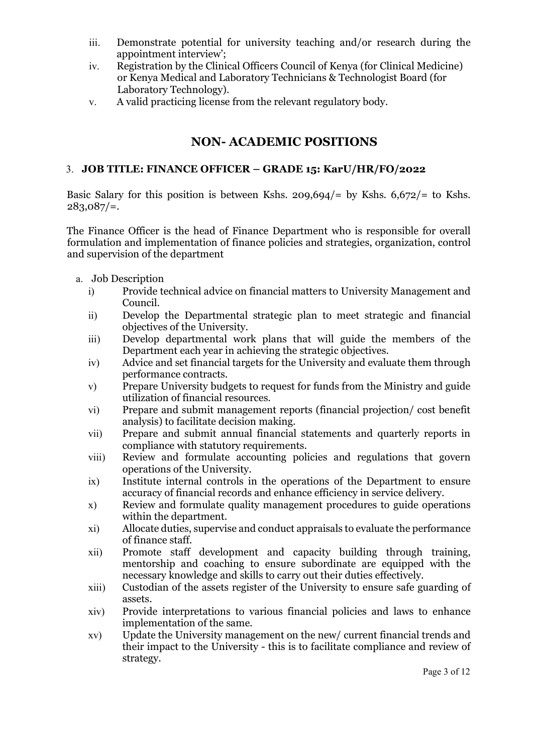iii. Demonstrate potential for university teaching and/or research during the appointment interview';
iv. Registration by the Clinical Officers Council of Kenya (for Clinical Medicine) or Kenya Medical and Laboratory Technicians & Technologist Board (for Laboratory Technology).
v. A valid practicing license from the relevant regulatory body.

## NON- ACADEMIC POSITIONS

### 3. JOB TITLE: FINANCE OFFICER – GRADE 15: KarU/HR/FO/2022

Basic Salary for this position is between Kshs. 209,694/= by Kshs. 6,672/= to Kshs. 283,087/=.

The Finance Officer is the head of Finance Department who is responsible for overall formulation and implementation of finance policies and strategies, organization, control and supervision of the department

a. Job Description
   i) Provide technical advice on financial matters to University Management and Council.
   ii) Develop the Departmental strategic plan to meet strategic and financial objectives of the University.
   iii) Develop departmental work plans that will guide the members of the Department each year in achieving the strategic objectives.
   iv) Advice and set financial targets for the University and evaluate them through performance contracts.
   v) Prepare University budgets to request for funds from the Ministry and guide utilization of financial resources.
   vi) Prepare and submit management reports (financial projection/ cost benefit analysis) to facilitate decision making.
   vii) Prepare and submit annual financial statements and quarterly reports in compliance with statutory requirements.
   viii) Review and formulate accounting policies and regulations that govern operations of the University.
   ix) Institute internal controls in the operations of the Department to ensure accuracy of financial records and enhance efficiency in service delivery.
   x) Review and formulate quality management procedures to guide operations within the department.
   xi) Allocate duties, supervise and conduct appraisals to evaluate the performance of finance staff.
   xii) Promote staff development and capacity building through training, mentorship and coaching to ensure subordinate are equipped with the necessary knowledge and skills to carry out their duties effectively.
   xiii) Custodian of the assets register of the University to ensure safe guarding of assets.
   xiv) Provide interpretations to various financial policies and laws to enhance implementation of the same.
   xv) Update the University management on the new/ current financial trends and their impact to the University - this is to facilitate compliance and review of strategy.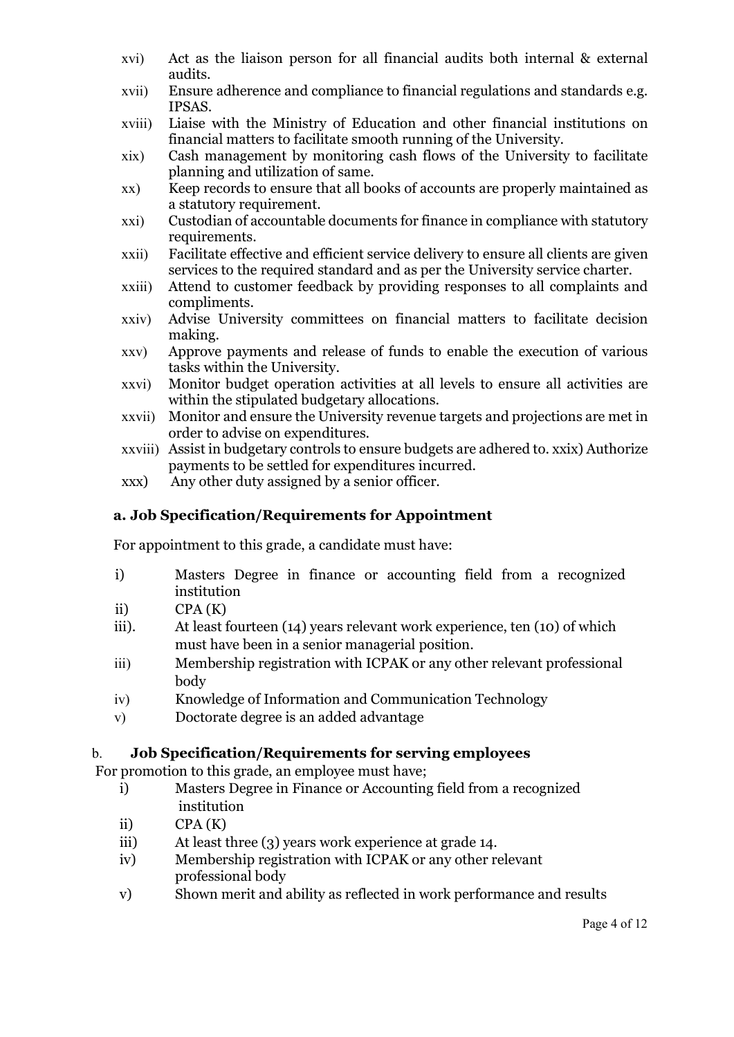xvi) Act as the liaison person for all financial audits both internal & external audits.

xvii) Ensure adherence and compliance to financial regulations and standards e.g. IPSAS.

xviii) Liaise with the Ministry of Education and other financial institutions on financial matters to facilitate smooth running of the University.

xix) Cash management by monitoring cash flows of the University to facilitate planning and utilization of same.

xx) Keep records to ensure that all books of accounts are properly maintained as a statutory requirement.

xxi) Custodian of accountable documents for finance in compliance with statutory requirements.

xxii) Facilitate effective and efficient service delivery to ensure all clients are given services to the required standard and as per the University service charter.

xxiii) Attend to customer feedback by providing responses to all complaints and compliments.

xxiv) Advise University committees on financial matters to facilitate decision making.

xxv) Approve payments and release of funds to enable the execution of various tasks within the University.

xxvi) Monitor budget operation activities at all levels to ensure all activities are within the stipulated budgetary allocations.

xxvii) Monitor and ensure the University revenue targets and projections are met in order to advise on expenditures.

xxviii) Assist in budgetary controls to ensure budgets are adhered to. xxix) Authorize payments to be settled for expenditures incurred.

xxx) Any other duty assigned by a senior officer.

### a. Job Specification/Requirements for Appointment

For appointment to this grade, a candidate must have:

i) Masters Degree in finance or accounting field from a recognized institution

ii) CPA (K)

iii). At least fourteen (14) years relevant work experience, ten (10) of which must have been in a senior managerial position.

iii) Membership registration with ICPAK or any other relevant professional body

iv) Knowledge of Information and Communication Technology

v) Doctorate degree is an added advantage

### b. Job Specification/Requirements for serving employees

For promotion to this grade, an employee must have;

i) Masters Degree in Finance or Accounting field from a recognized institution

ii) CPA (K)

iii) At least three (3) years work experience at grade 14.

iv) Membership registration with ICPAK or any other relevant professional body

v) Shown merit and ability as reflected in work performance and results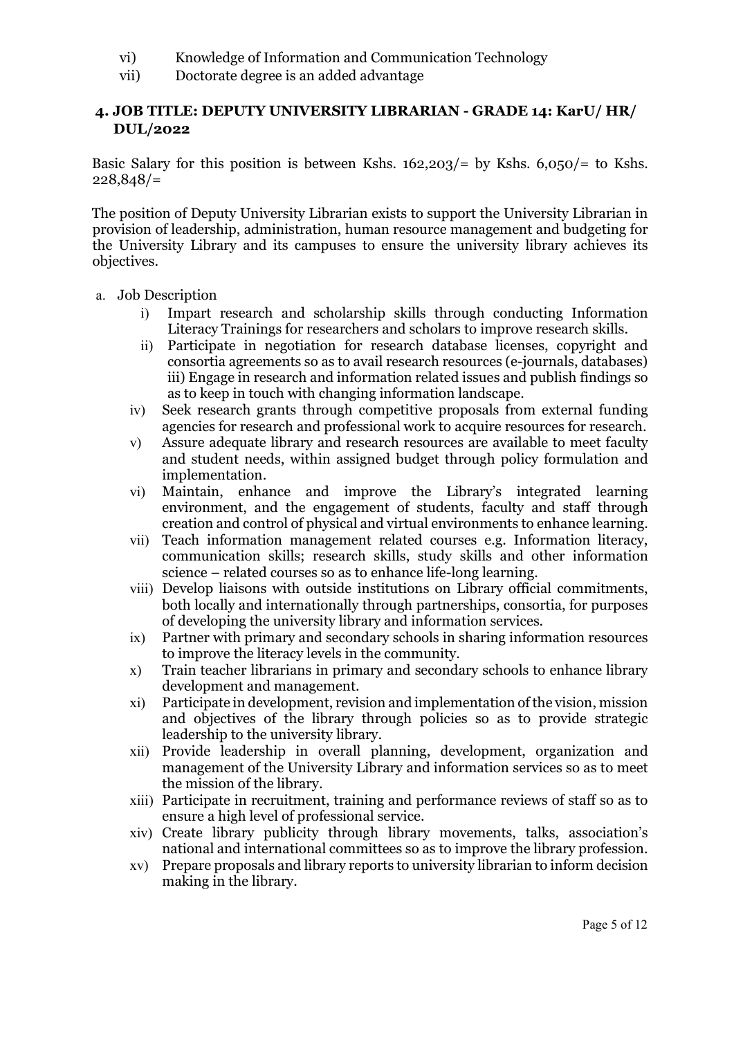vi) Knowledge of Information and Communication Technology

vii) Doctorate degree is an added advantage

## 4. JOB TITLE: DEPUTY UNIVERSITY LIBRARIAN - GRADE 14: KarU/ HR/ DUL/2022

Basic Salary for this position is between Kshs. 162,203/= by Kshs. 6,050/= to Kshs. 228,848/=

The position of Deputy University Librarian exists to support the University Librarian in provision of leadership, administration, human resource management and budgeting for the University Library and its campuses to ensure the university library achieves its objectives.

a. Job Description

i) Impart research and scholarship skills through conducting Information Literacy Trainings for researchers and scholars to improve research skills.

ii) Participate in negotiation for research database licenses, copyright and consortia agreements so as to avail research resources (e-journals, databases) iii) Engage in research and information related issues and publish findings so as to keep in touch with changing information landscape.

iv) Seek research grants through competitive proposals from external funding agencies for research and professional work to acquire resources for research.

v) Assure adequate library and research resources are available to meet faculty and student needs, within assigned budget through policy formulation and implementation.

vi) Maintain, enhance and improve the Library's integrated learning environment, and the engagement of students, faculty and staff through creation and control of physical and virtual environments to enhance learning.

vii) Teach information management related courses e.g. Information literacy, communication skills; research skills, study skills and other information science – related courses so as to enhance life-long learning.

viii) Develop liaisons with outside institutions on Library official commitments, both locally and internationally through partnerships, consortia, for purposes of developing the university library and information services.

ix) Partner with primary and secondary schools in sharing information resources to improve the literacy levels in the community.

x) Train teacher librarians in primary and secondary schools to enhance library development and management.

xi) Participate in development, revision and implementation of the vision, mission and objectives of the library through policies so as to provide strategic leadership to the university library.

xii) Provide leadership in overall planning, development, organization and management of the University Library and information services so as to meet the mission of the library.

xiii) Participate in recruitment, training and performance reviews of staff so as to ensure a high level of professional service.

xiv) Create library publicity through library movements, talks, association's national and international committees so as to improve the library profession.

xv) Prepare proposals and library reports to university librarian to inform decision making in the library.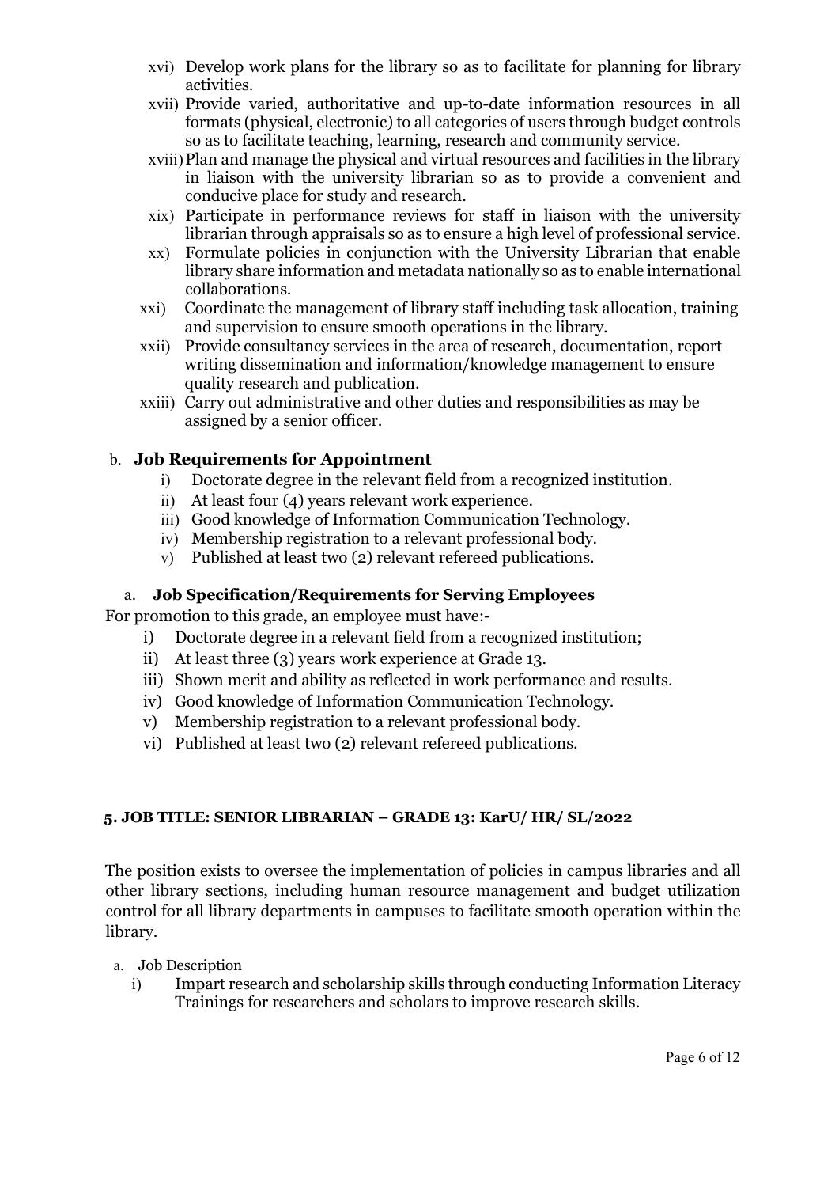xvi) Develop work plans for the library so as to facilitate for planning for library activities.

xvii) Provide varied, authoritative and up-to-date information resources in all formats (physical, electronic) to all categories of users through budget controls so as to facilitate teaching, learning, research and community service.

xviii) Plan and manage the physical and virtual resources and facilities in the library in liaison with the university librarian so as to provide a convenient and conducive place for study and research.

xix) Participate in performance reviews for staff in liaison with the university librarian through appraisals so as to ensure a high level of professional service.

xx) Formulate policies in conjunction with the University Librarian that enable library share information and metadata nationally so as to enable international collaborations.

xxi) Coordinate the management of library staff including task allocation, training and supervision to ensure smooth operations in the library.

xxii) Provide consultancy services in the area of research, documentation, report writing dissemination and information/knowledge management to ensure quality research and publication.

xxiii) Carry out administrative and other duties and responsibilities as may be assigned by a senior officer.

b. **Job Requirements for Appointment**

i) Doctorate degree in the relevant field from a recognized institution.
ii) At least four (4) years relevant work experience.
iii) Good knowledge of Information Communication Technology.
iv) Membership registration to a relevant professional body.
v) Published at least two (2) relevant refereed publications.

a. **Job Specification/Requirements for Serving Employees**

For promotion to this grade, an employee must have:-

i) Doctorate degree in a relevant field from a recognized institution;
ii) At least three (3) years work experience at Grade 13.
iii) Shown merit and ability as reflected in work performance and results.
iv) Good knowledge of Information Communication Technology.
v) Membership registration to a relevant professional body.
vi) Published at least two (2) relevant refereed publications.

#### 5. JOB TITLE: SENIOR LIBRARIAN – GRADE 13: KarU/ HR/ SL/2022

The position exists to oversee the implementation of policies in campus libraries and all other library sections, including human resource management and budget utilization control for all library departments in campuses to facilitate smooth operation within the library.

a. Job Description

i) Impart research and scholarship skills through conducting Information Literacy Trainings for researchers and scholars to improve research skills.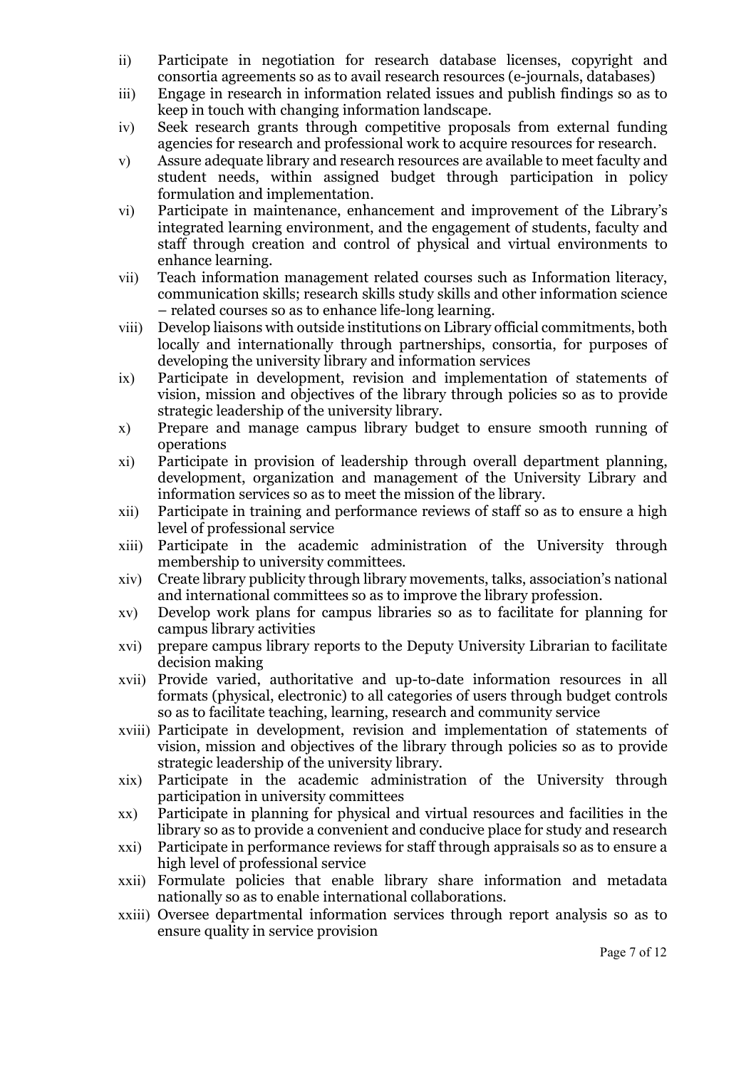ii) Participate in negotiation for research database licenses, copyright and consortia agreements so as to avail research resources (e-journals, databases)

iii) Engage in research in information related issues and publish findings so as to keep in touch with changing information landscape.

iv) Seek research grants through competitive proposals from external funding agencies for research and professional work to acquire resources for research.

v) Assure adequate library and research resources are available to meet faculty and student needs, within assigned budget through participation in policy formulation and implementation.

vi) Participate in maintenance, enhancement and improvement of the Library's integrated learning environment, and the engagement of students, faculty and staff through creation and control of physical and virtual environments to enhance learning.

vii) Teach information management related courses such as Information literacy, communication skills; research skills study skills and other information science – related courses so as to enhance life-long learning.

viii) Develop liaisons with outside institutions on Library official commitments, both locally and internationally through partnerships, consortia, for purposes of developing the university library and information services

ix) Participate in development, revision and implementation of statements of vision, mission and objectives of the library through policies so as to provide strategic leadership of the university library.

x) Prepare and manage campus library budget to ensure smooth running of operations

xi) Participate in provision of leadership through overall department planning, development, organization and management of the University Library and information services so as to meet the mission of the library.

xii) Participate in training and performance reviews of staff so as to ensure a high level of professional service

xiii) Participate in the academic administration of the University through membership to university committees.

xiv) Create library publicity through library movements, talks, association's national and international committees so as to improve the library profession.

xv) Develop work plans for campus libraries so as to facilitate for planning for campus library activities

xvi) prepare campus library reports to the Deputy University Librarian to facilitate decision making

xvii) Provide varied, authoritative and up-to-date information resources in all formats (physical, electronic) to all categories of users through budget controls so as to facilitate teaching, learning, research and community service

xviii) Participate in development, revision and implementation of statements of vision, mission and objectives of the library through policies so as to provide strategic leadership of the university library.

xix) Participate in the academic administration of the University through participation in university committees

xx) Participate in planning for physical and virtual resources and facilities in the library so as to provide a convenient and conducive place for study and research

xxi) Participate in performance reviews for staff through appraisals so as to ensure a high level of professional service

xxii) Formulate policies that enable library share information and metadata nationally so as to enable international collaborations.

xxiii) Oversee departmental information services through report analysis so as to ensure quality in service provision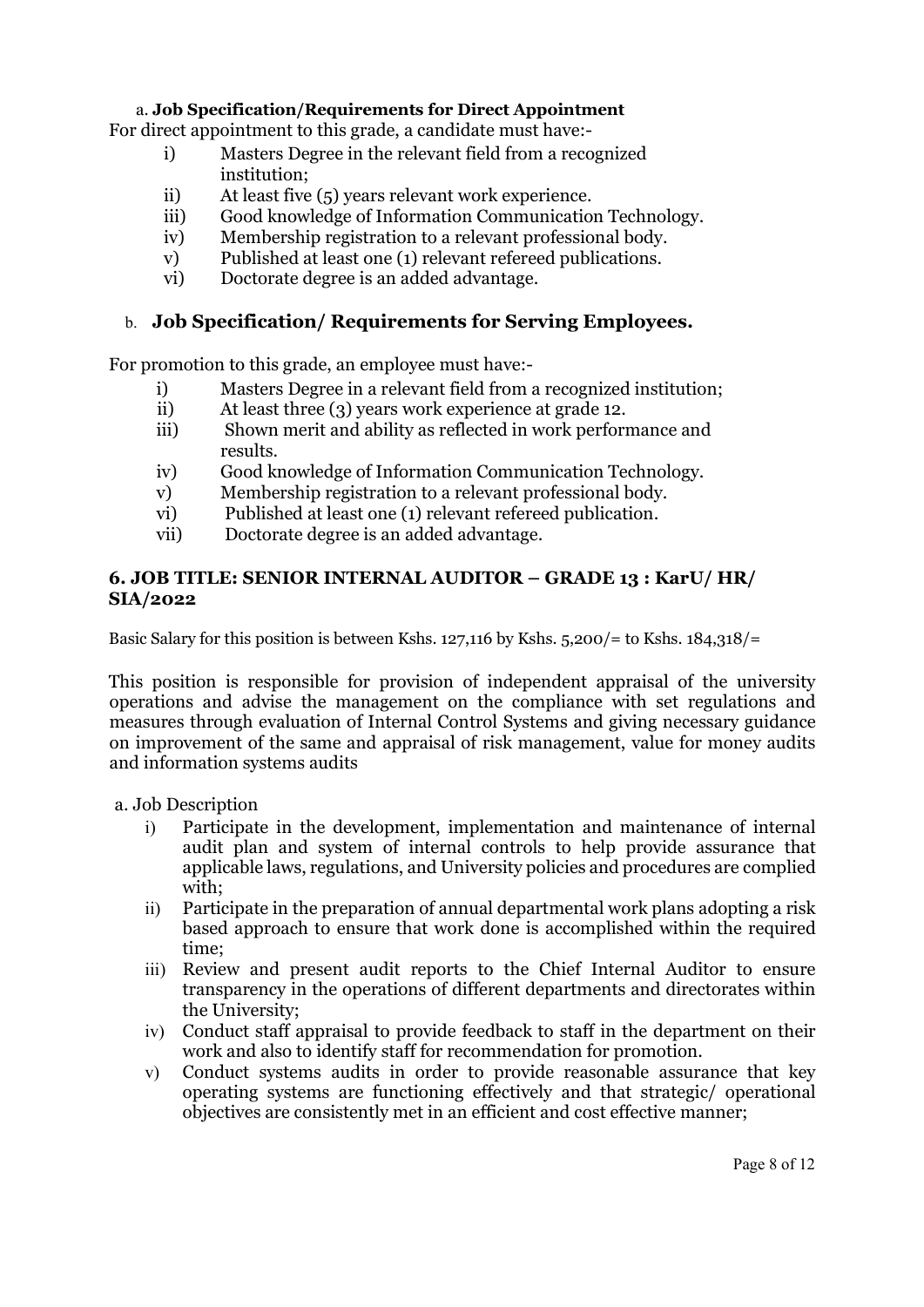a. **Job Specification/Requirements for Direct Appointment**

For direct appointment to this grade, a candidate must have:-

i) Masters Degree in the relevant field from a recognized institution;
ii) At least five (5) years relevant work experience.
iii) Good knowledge of Information Communication Technology.
iv) Membership registration to a relevant professional body.
v) Published at least one (1) relevant refereed publications.
vi) Doctorate degree is an added advantage.

b. **Job Specification/ Requirements for Serving Employees.**

For promotion to this grade, an employee must have:-

i) Masters Degree in a relevant field from a recognized institution;
ii) At least three (3) years work experience at grade 12.
iii) Shown merit and ability as reflected in work performance and results.
iv) Good knowledge of Information Communication Technology.
v) Membership registration to a relevant professional body.
vi) Published at least one (1) relevant refereed publication.
vii) Doctorate degree is an added advantage.

### 6. JOB TITLE: SENIOR INTERNAL AUDITOR – GRADE 13 : KarU/ HR/ SIA/2022

Basic Salary for this position is between Kshs. 127,116 by Kshs. 5,200/= to Kshs. 184,318/=

This position is responsible for provision of independent appraisal of the university operations and advise the management on the compliance with set regulations and measures through evaluation of Internal Control Systems and giving necessary guidance on improvement of the same and appraisal of risk management, value for money audits and information systems audits

a. Job Description

i) Participate in the development, implementation and maintenance of internal audit plan and system of internal controls to help provide assurance that applicable laws, regulations, and University policies and procedures are complied with;
ii) Participate in the preparation of annual departmental work plans adopting a risk based approach to ensure that work done is accomplished within the required time;
iii) Review and present audit reports to the Chief Internal Auditor to ensure transparency in the operations of different departments and directorates within the University;
iv) Conduct staff appraisal to provide feedback to staff in the department on their work and also to identify staff for recommendation for promotion.
v) Conduct systems audits in order to provide reasonable assurance that key operating systems are functioning effectively and that strategic/ operational objectives are consistently met in an efficient and cost effective manner;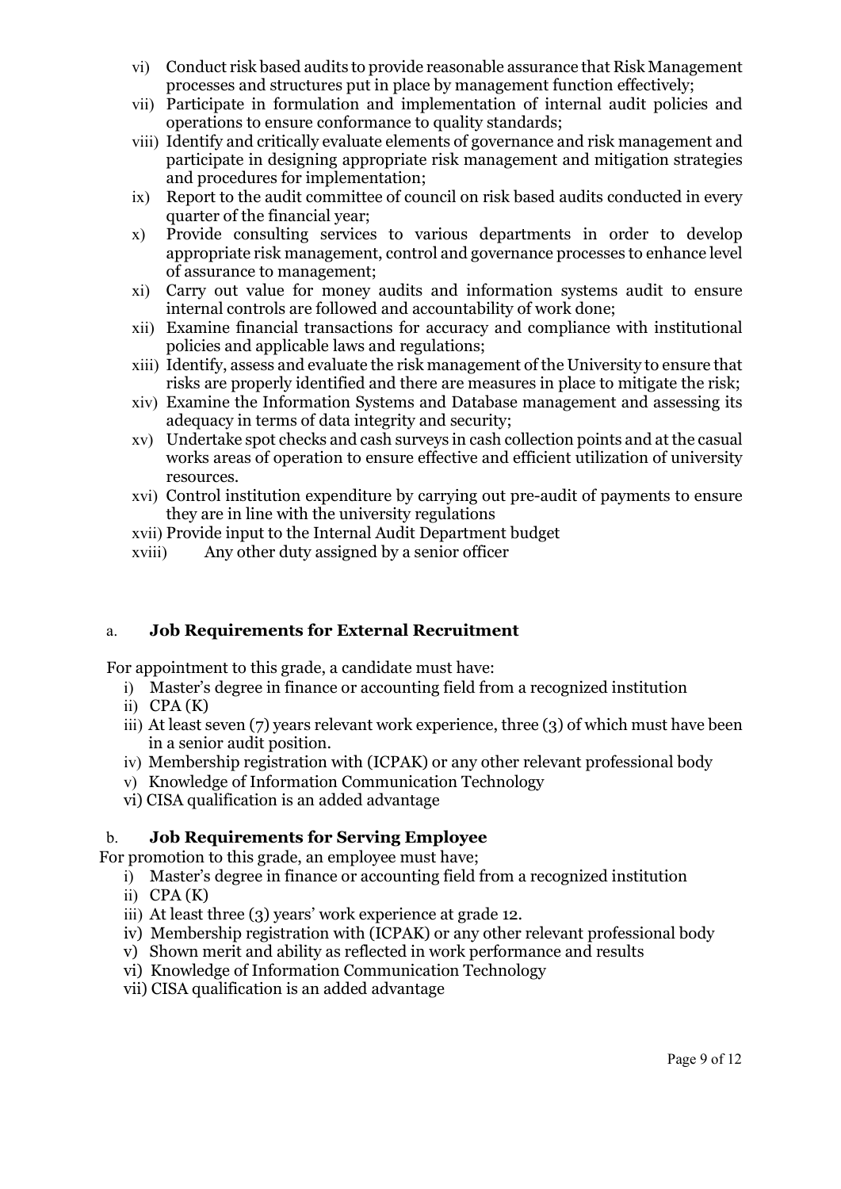vi) Conduct risk based audits to provide reasonable assurance that Risk Management processes and structures put in place by management function effectively;
vii) Participate in formulation and implementation of internal audit policies and operations to ensure conformance to quality standards;
viii) Identify and critically evaluate elements of governance and risk management and participate in designing appropriate risk management and mitigation strategies and procedures for implementation;
ix) Report to the audit committee of council on risk based audits conducted in every quarter of the financial year;
x) Provide consulting services to various departments in order to develop appropriate risk management, control and governance processes to enhance level of assurance to management;
xi) Carry out value for money audits and information systems audit to ensure internal controls are followed and accountability of work done;
xii) Examine financial transactions for accuracy and compliance with institutional policies and applicable laws and regulations;
xiii) Identify, assess and evaluate the risk management of the University to ensure that risks are properly identified and there are measures in place to mitigate the risk;
xiv) Examine the Information Systems and Database management and assessing its adequacy in terms of data integrity and security;
xv) Undertake spot checks and cash surveys in cash collection points and at the casual works areas of operation to ensure effective and efficient utilization of university resources.
xvi) Control institution expenditure by carrying out pre-audit of payments to ensure they are in line with the university regulations
xvii) Provide input to the Internal Audit Department budget
xviii) Any other duty assigned by a senior officer

a. **Job Requirements for External Recruitment**

For appointment to this grade, a candidate must have:

i) Master's degree in finance or accounting field from a recognized institution
ii) CPA (K)
iii) At least seven (7) years relevant work experience, three (3) of which must have been in a senior audit position.
iv) Membership registration with (ICPAK) or any other relevant professional body
v) Knowledge of Information Communication Technology
vi) CISA qualification is an added advantage

b. **Job Requirements for Serving Employee**

For promotion to this grade, an employee must have;

i) Master's degree in finance or accounting field from a recognized institution
ii) CPA (K)
iii) At least three (3) years' work experience at grade 12.
iv) Membership registration with (ICPAK) or any other relevant professional body
v) Shown merit and ability as reflected in work performance and results
vi) Knowledge of Information Communication Technology
vii) CISA qualification is an added advantage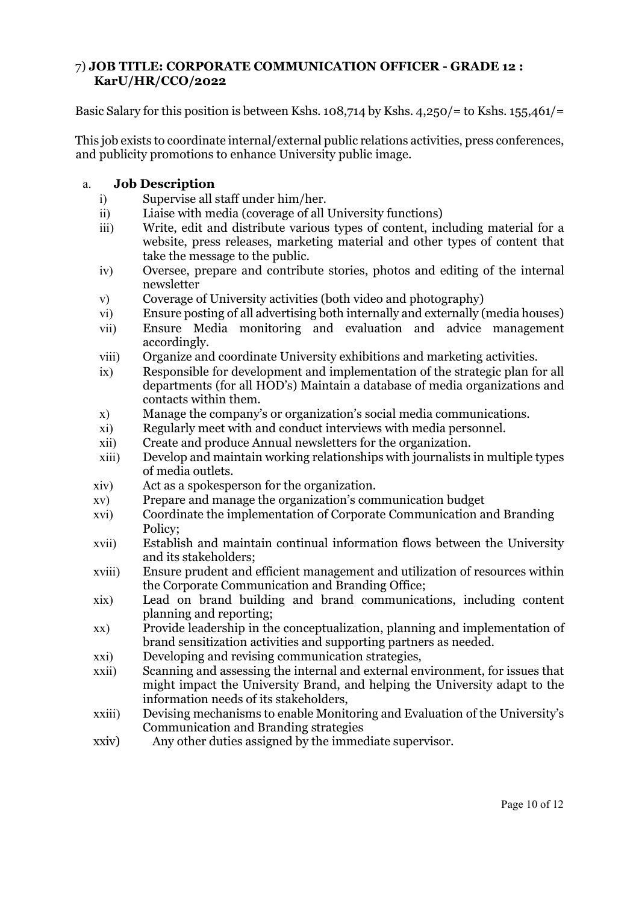## 7) JOB TITLE: CORPORATE COMMUNICATION OFFICER - GRADE 12 : KarU/HR/CCO/2022

Basic Salary for this position is between Kshs. 108,714 by Kshs. 4,250/= to Kshs. 155,461/=

This job exists to coordinate internal/external public relations activities, press conferences, and publicity promotions to enhance University public image.

### a. Job Description

i) Supervise all staff under him/her.

ii) Liaise with media (coverage of all University functions)

iii) Write, edit and distribute various types of content, including material for a website, press releases, marketing material and other types of content that take the message to the public.

iv) Oversee, prepare and contribute stories, photos and editing of the internal newsletter

v) Coverage of University activities (both video and photography)

vi) Ensure posting of all advertising both internally and externally (media houses)

vii) Ensure Media monitoring and evaluation and advice management accordingly.

viii) Organize and coordinate University exhibitions and marketing activities.

ix) Responsible for development and implementation of the strategic plan for all departments (for all HOD's) Maintain a database of media organizations and contacts within them.

x) Manage the company's or organization's social media communications.

xi) Regularly meet with and conduct interviews with media personnel.

xii) Create and produce Annual newsletters for the organization.

xiii) Develop and maintain working relationships with journalists in multiple types of media outlets.

xiv) Act as a spokesperson for the organization.

xv) Prepare and manage the organization's communication budget

xvi) Coordinate the implementation of Corporate Communication and Branding Policy;

xvii) Establish and maintain continual information flows between the University and its stakeholders;

xviii) Ensure prudent and efficient management and utilization of resources within the Corporate Communication and Branding Office;

xix) Lead on brand building and brand communications, including content planning and reporting;

xx) Provide leadership in the conceptualization, planning and implementation of brand sensitization activities and supporting partners as needed.

xxi) Developing and revising communication strategies,

xxii) Scanning and assessing the internal and external environment, for issues that might impact the University Brand, and helping the University adapt to the information needs of its stakeholders,

xxiii) Devising mechanisms to enable Monitoring and Evaluation of the University's Communication and Branding strategies

xxiv) Any other duties assigned by the immediate supervisor.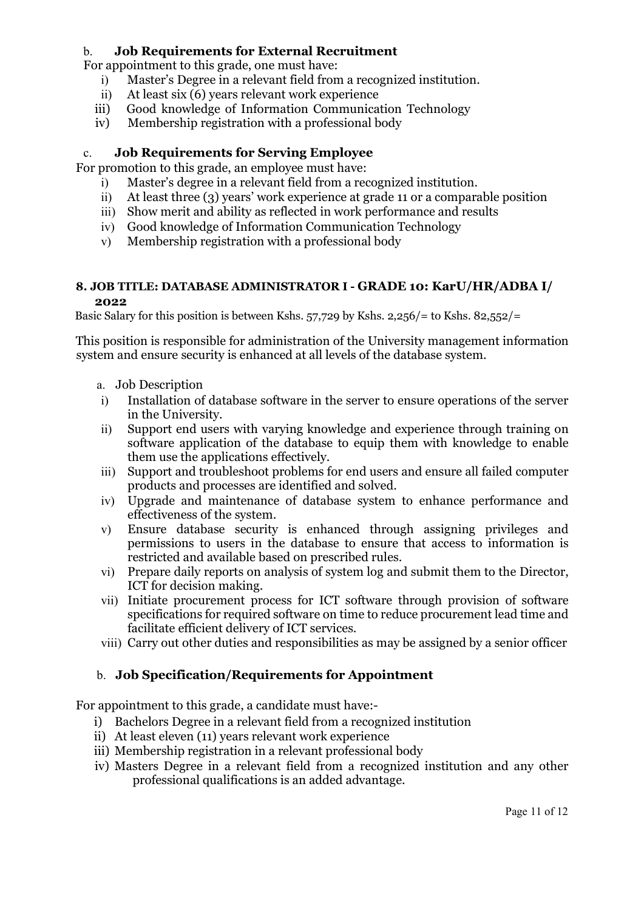### b. **Job Requirements for External Recruitment**

For appointment to this grade, one must have:

i) Master's Degree in a relevant field from a recognized institution.
ii) At least six (6) years relevant work experience
iii) Good knowledge of Information Communication Technology
iv) Membership registration with a professional body

### c. **Job Requirements for Serving Employee**

For promotion to this grade, an employee must have:

i) Master's degree in a relevant field from a recognized institution.
ii) At least three (3) years' work experience at grade 11 or a comparable position
iii) Show merit and ability as reflected in work performance and results
iv) Good knowledge of Information Communication Technology
v) Membership registration with a professional body

## 8. JOB TITLE: DATABASE ADMINISTRATOR I - GRADE 10: KarU/HR/ADBA I/ 2022

Basic Salary for this position is between Kshs. 57,729 by Kshs. 2,256/= to Kshs. 82,552/=

This position is responsible for administration of the University management information system and ensure security is enhanced at all levels of the database system.

a. Job Description

i) Installation of database software in the server to ensure operations of the server in the University.
ii) Support end users with varying knowledge and experience through training on software application of the database to equip them with knowledge to enable them use the applications effectively.
iii) Support and troubleshoot problems for end users and ensure all failed computer products and processes are identified and solved.
iv) Upgrade and maintenance of database system to enhance performance and effectiveness of the system.
v) Ensure database security is enhanced through assigning privileges and permissions to users in the database to ensure that access to information is restricted and available based on prescribed rules.
vi) Prepare daily reports on analysis of system log and submit them to the Director, ICT for decision making.
vii) Initiate procurement process for ICT software through provision of software specifications for required software on time to reduce procurement lead time and facilitate efficient delivery of ICT services.
viii) Carry out other duties and responsibilities as may be assigned by a senior officer

### b. **Job Specification/Requirements for Appointment**

For appointment to this grade, a candidate must have:-

i) Bachelors Degree in a relevant field from a recognized institution
ii) At least eleven (11) years relevant work experience
iii) Membership registration in a relevant professional body
iv) Masters Degree in a relevant field from a recognized institution and any other professional qualifications is an added advantage.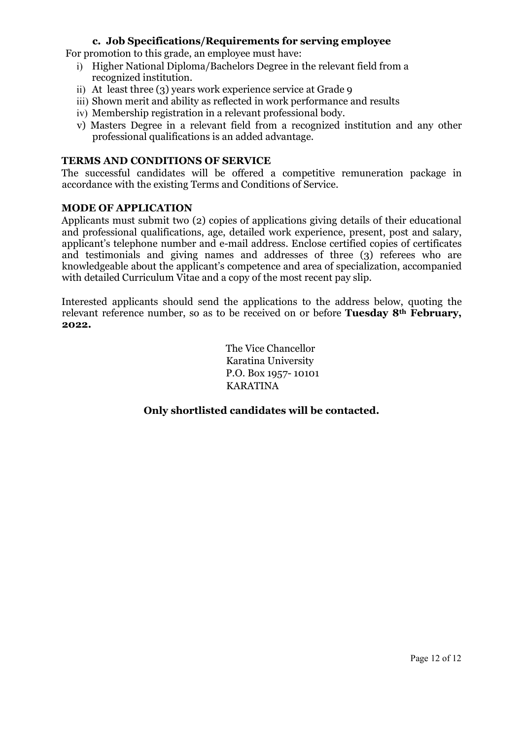### c. Job Specifications/Requirements for serving employee

For promotion to this grade, an employee must have:

i) Higher National Diploma/Bachelors Degree in the relevant field from a recognized institution.
ii) At least three (3) years work experience service at Grade 9
iii) Shown merit and ability as reflected in work performance and results
iv) Membership registration in a relevant professional body.
v) Masters Degree in a relevant field from a recognized institution and any other professional qualifications is an added advantage.

**TERMS AND CONDITIONS OF SERVICE**

The successful candidates will be offered a competitive remuneration package in accordance with the existing Terms and Conditions of Service.

**MODE OF APPLICATION**

Applicants must submit two (2) copies of applications giving details of their educational and professional qualifications, age, detailed work experience, present, post and salary, applicant's telephone number and e-mail address. Enclose certified copies of certificates and testimonials and giving names and addresses of three (3) referees who are knowledgeable about the applicant's competence and area of specialization, accompanied with detailed Curriculum Vitae and a copy of the most recent pay slip.

Interested applicants should send the applications to the address below, quoting the relevant reference number, so as to be received on or before **Tuesday 8th February, 2022.**

The Vice Chancellor
Karatina University
P.O. Box 1957- 10101
KARATINA

**Only shortlisted candidates will be contacted.**